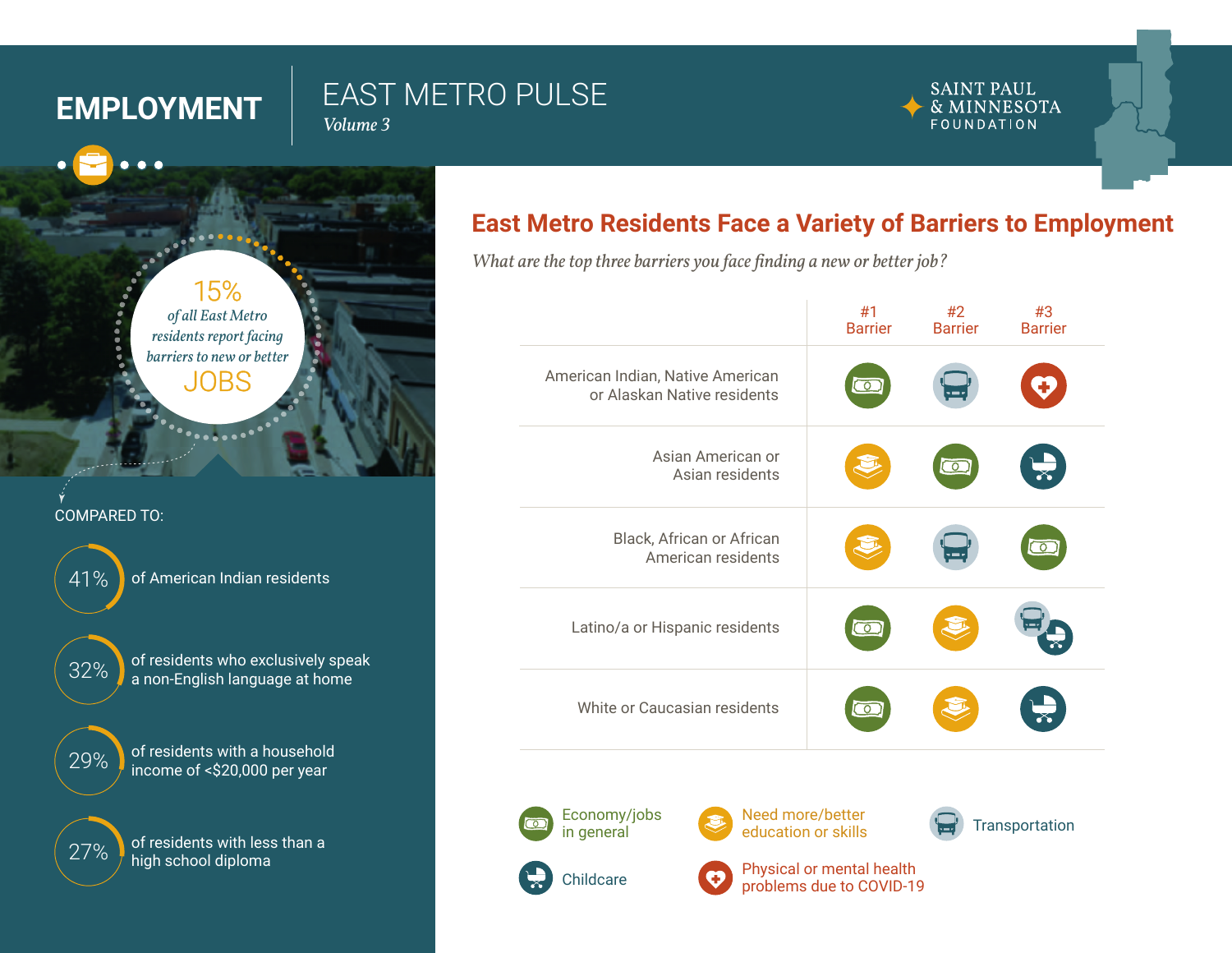# EMPLOYMENT

## EAST METRO PULSE

*Volume 3*

SAINT PAUL & MINNESOTA FOUNDATION

**15%** *of all East Metro residents report facing barriers to new or better* **JOBS**

COMPARED TO:

- **41%** of American Indian residents
- **32%** of residents who exclusively speak a non-English language at home
- **29%** of residents with a household income of <$20,000 per year
- **27%** of residents with less than a high school diploma

## East Metro Residents Face a Variety of Barriers to Employment

*What are the top three barriers you face finding a new or better job?*

| | #1 Barrier | #2 Barrier | #3 Barrier |
|---|---|---|---|
| American Indian, Native American or Alaskan Native residents | Economy/jobs in general | Transportation | Physical or mental health problems due to COVID-19 |
| Asian American or Asian residents | Need more/better education or skills | Economy/jobs in general | Childcare |
| Black, African or African American residents | Need more/better education or skills | Transportation | Economy/jobs in general |
| Latino/a or Hispanic residents | Economy/jobs in general | Need more/better education or skills | Transportation; Childcare |
| White or Caucasian residents | Economy/jobs in general | Need more/better education or skills | Childcare |

Legend: Economy/jobs in general; Need more/better education or skills; Transportation; Childcare; Physical or mental health problems due to COVID-19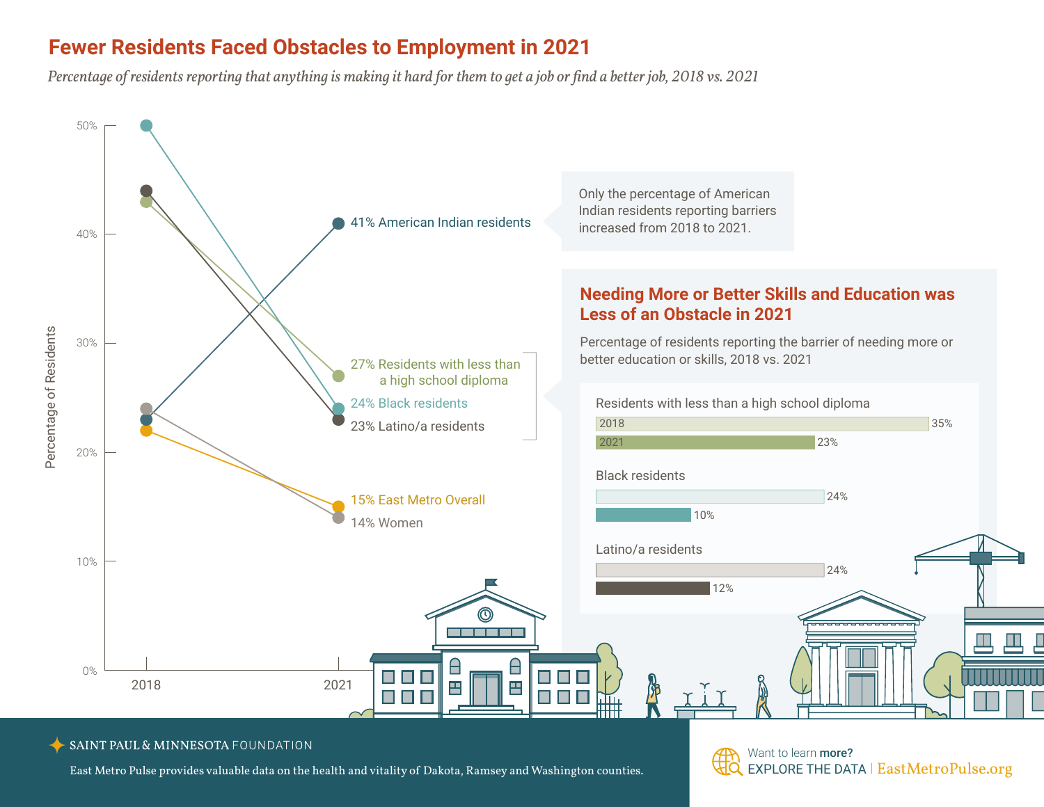# Fewer Residents Faced Obstacles to Employment in 2021

*Percentage of residents reporting that anything is making it hard for them to get a job or find a better job, 2018 vs. 2021*

Percentage of Residents

50%
40%
30%
20%
10%
0%

2018
2021

41% American Indian residents

27% Residents with less than a high school diploma

24% Black residents

23% Latino/a residents

15% East Metro Overall

14% Women

Only the percentage of American Indian residents reporting barriers increased from 2018 to 2021.

## Needing More or Better Skills and Education was Less of an Obstacle in 2021

Percentage of residents reporting the barrier of needing more or better education or skills, 2018 vs. 2021

Residents with less than a high school diploma

2018 35%

2021 23%

Black residents

24%

10%

Latino/a residents

24%

12%

SAINT PAUL & MINNESOTA FOUNDATION

East Metro Pulse provides valuable data on the health and vitality of Dakota, Ramsey and Washington counties.

Want to learn **more?**

EXPLORE THE DATA | EastMetroPulse.org